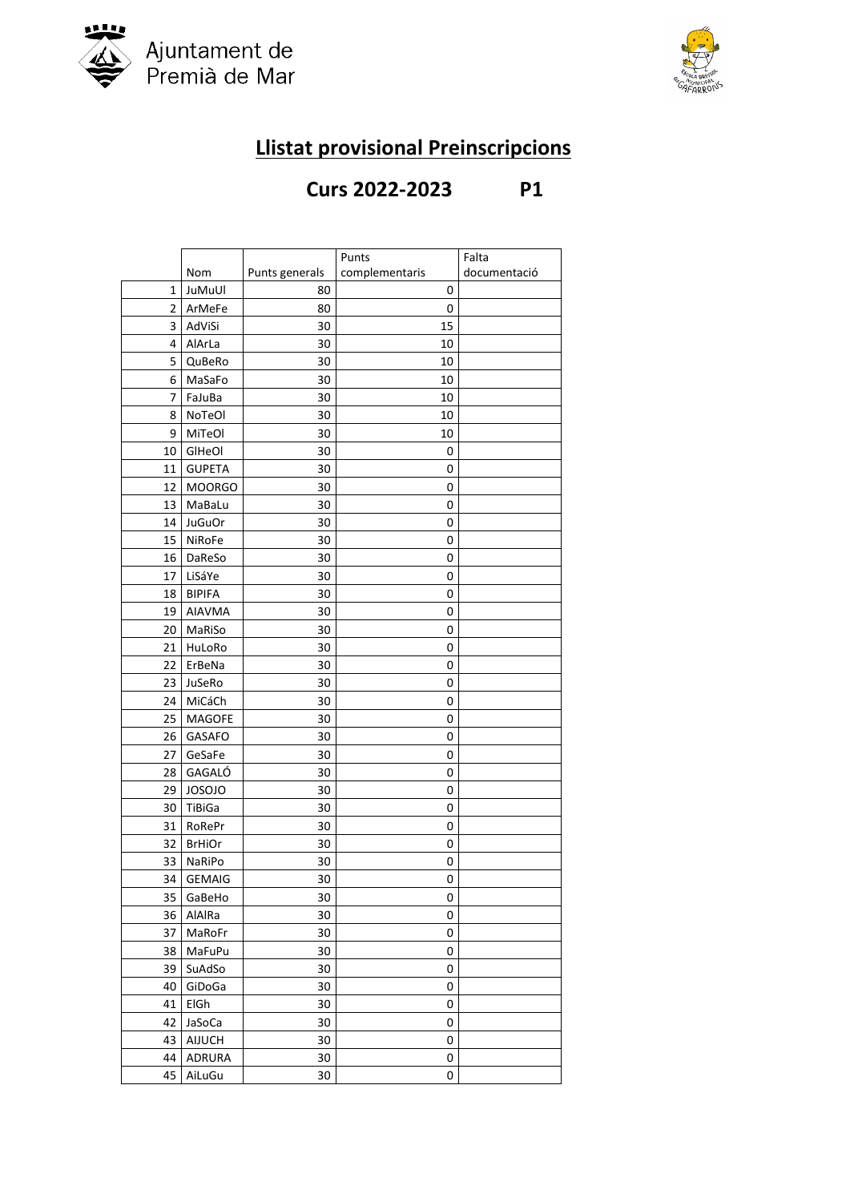Ajuntament de Premià de Mar

# Llistat provisional Preinscripcions

## Curs 2022-2023 P1

| | Nom | Punts generals | Punts complementaris | Falta documentació |
|---|---|---|---|---|
| 1 | JuMuUl | 80 | 0 | |
| 2 | ArMeFe | 80 | 0 | |
| 3 | AdViSi | 30 | 15 | |
| 4 | AlArLa | 30 | 10 | |
| 5 | QuBeRo | 30 | 10 | |
| 6 | MaSaFo | 30 | 10 | |
| 7 | FaJuBa | 30 | 10 | |
| 8 | NoTeOl | 30 | 10 | |
| 9 | MiTeOl | 30 | 10 | |
| 10 | GlHeOl | 30 | 0 | |
| 11 | GUPETA | 30 | 0 | |
| 12 | MOORGO | 30 | 0 | |
| 13 | MaBaLu | 30 | 0 | |
| 14 | JuGuOr | 30 | 0 | |
| 15 | NiRoFe | 30 | 0 | |
| 16 | DaReSo | 30 | 0 | |
| 17 | LiSáYe | 30 | 0 | |
| 18 | BIPIFA | 30 | 0 | |
| 19 | AIAVMA | 30 | 0 | |
| 20 | MaRiSo | 30 | 0 | |
| 21 | HuLoRo | 30 | 0 | |
| 22 | ErBeNa | 30 | 0 | |
| 23 | JuSeRo | 30 | 0 | |
| 24 | MiCáCh | 30 | 0 | |
| 25 | MAGOFE | 30 | 0 | |
| 26 | GASAFO | 30 | 0 | |
| 27 | GeSaFe | 30 | 0 | |
| 28 | GAGALÓ | 30 | 0 | |
| 29 | JOSOJO | 30 | 0 | |
| 30 | TiBiGa | 30 | 0 | |
| 31 | RoRePr | 30 | 0 | |
| 32 | BrHiOr | 30 | 0 | |
| 33 | NaRiPo | 30 | 0 | |
| 34 | GEMAIG | 30 | 0 | |
| 35 | GaBeHo | 30 | 0 | |
| 36 | AlAlRa | 30 | 0 | |
| 37 | MaRoFr | 30 | 0 | |
| 38 | MaFuPu | 30 | 0 | |
| 39 | SuAdSo | 30 | 0 | |
| 40 | GiDoGa | 30 | 0 | |
| 41 | ElGh | 30 | 0 | |
| 42 | JaSoCa | 30 | 0 | |
| 43 | AIJUCH | 30 | 0 | |
| 44 | ADRURA | 30 | 0 | |
| 45 | AiLuGu | 30 | 0 | |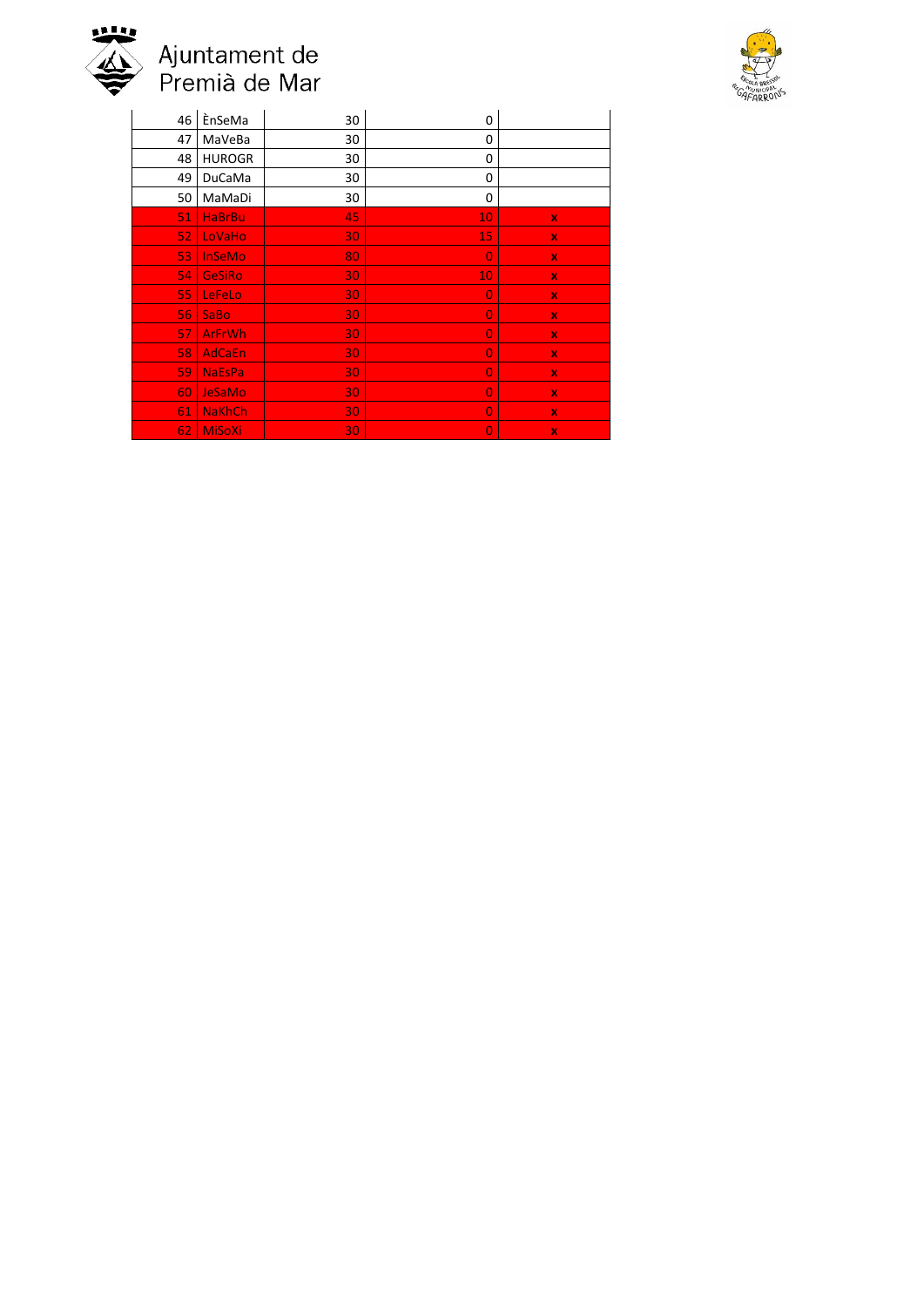| | | | | |
|---|---|---|---|---|
| 46 | ÈnSeMa | 30 | 0 | |
| 47 | MaVeBa | 30 | 0 | |
| 48 | HUROGR | 30 | 0 | |
| 49 | DuCaMa | 30 | 0 | |
| 50 | MaMaDi | 30 | 0 | |
| 51 | HaBrBu | 45 | 10 | x |
| 52 | LoVaHo | 30 | 15 | x |
| 53 | InSeMo | 80 | 0 | x |
| 54 | GeSiRo | 30 | 10 | x |
| 55 | LeFeLo | 30 | 0 | x |
| 56 | SaBo | 30 | 0 | x |
| 57 | ArFrWh | 30 | 0 | x |
| 58 | AdCaEn | 30 | 0 | x |
| 59 | NaEsPa | 30 | 0 | x |
| 60 | JeSaMo | 30 | 0 | x |
| 61 | NaKhCh | 30 | 0 | x |
| 62 | MiSoXi | 30 | 0 | x |